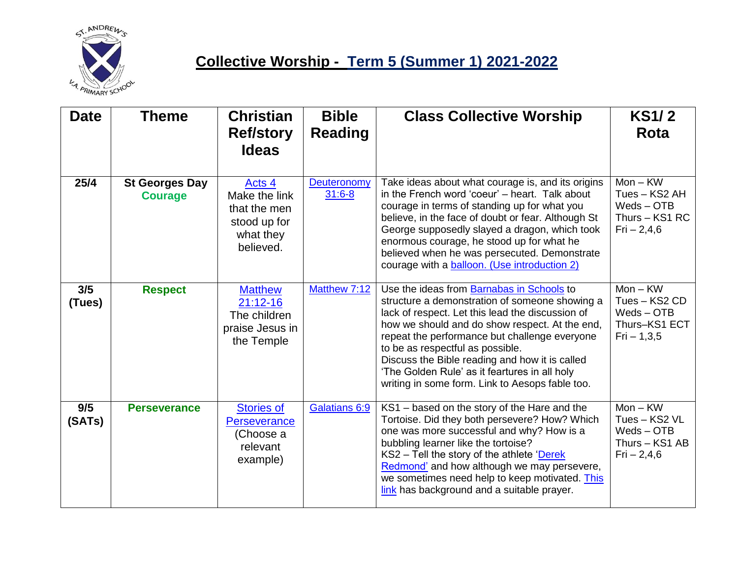# Collective Worship - Term 5 (Summer 1) 2021-2022

| Date | Theme | Christian Ref/story Ideas | Bible Reading | Class Collective Worship | KS1/ 2 Rota |
|---|---|---|---|---|---|
| 25/4 | St Georges Day Courage | Acts 4 Make the link that the men stood up for what they believed. | Deuteronomy 31:6-8 | Take ideas about what courage is, and its origins in the French word 'coeur' – heart. Talk about courage in terms of standing up for what you believe, in the face of doubt or fear. Although St George supposedly slayed a dragon, which took enormous courage, he stood up for what he believed when he was persecuted. Demonstrate courage with a balloon. (Use introduction 2) | Mon – KW<br>Tues – KS2 AH<br>Weds – OTB<br>Thurs – KS1 RC<br>Fri – 2,4,6 |
| 3/5 (Tues) | Respect | Matthew 21:12-16 The children praise Jesus in the Temple | Matthew 7:12 | Use the ideas from Barnabas in Schools to structure a demonstration of someone showing a lack of respect. Let this lead the discussion of how we should and do show respect. At the end, repeat the performance but challenge everyone to be as respectful as possible.<br>Discuss the Bible reading and how it is called 'The Golden Rule' as it feartures in all holy writing in some form. Link to Aesops fable too. | Mon – KW<br>Tues – KS2 CD<br>Weds – OTB<br>Thurs–KS1 ECT<br>Fri – 1,3,5 |
| 9/5 (SATs) | Perseverance | Stories of Perseverance (Choose a relevant example) | Galatians 6:9 | KS1 – based on the story of the Hare and the Tortoise. Did they both persevere? How? Which one was more successful and why? How is a bubbling learner like the tortoise?<br>KS2 – Tell the story of the athlete 'Derek Redmond' and how although we may persevere, we sometimes need help to keep motivated. This link has background and a suitable prayer. | Mon – KW<br>Tues – KS2 VL<br>Weds – OTB<br>Thurs – KS1 AB<br>Fri – 2,4,6 |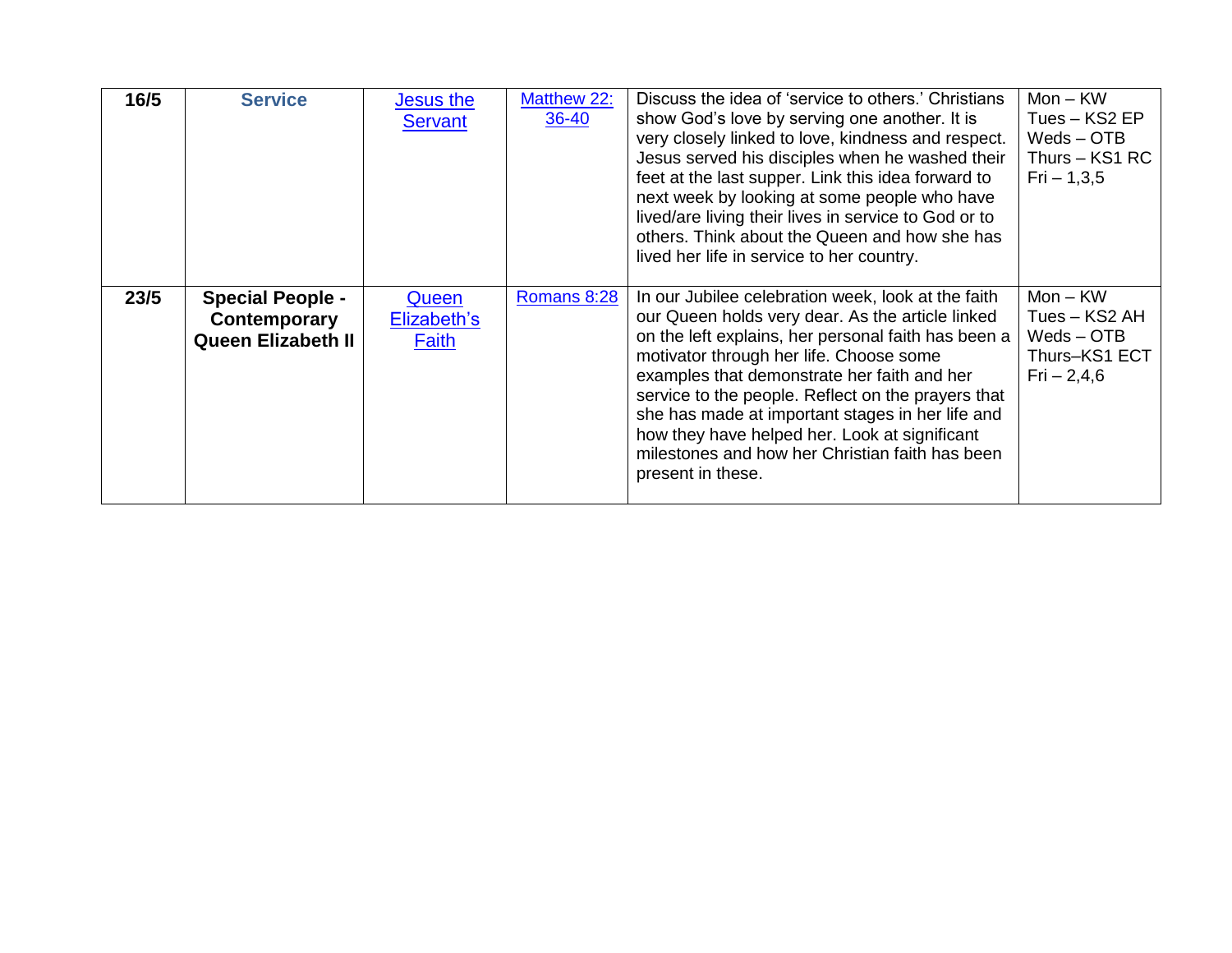| | | | | | |
|---|---|---|---|---|---|
| **16/5** | **Service** | Jesus the Servant | Matthew 22: 36-40 | Discuss the idea of 'service to others.' Christians show God's love by serving one another. It is very closely linked to love, kindness and respect. Jesus served his disciples when he washed their feet at the last supper. Link this idea forward to next week by looking at some people who have lived/are living their lives in service to God or to others. Think about the Queen and how she has lived her life in service to her country. | Mon – KW<br>Tues – KS2 EP<br>Weds – OTB<br>Thurs – KS1 RC<br>Fri – 1,3,5 |
| **23/5** | **Special People - Contemporary Queen Elizabeth II** | Queen Elizabeth's Faith | Romans 8:28 | In our Jubilee celebration week, look at the faith our Queen holds very dear. As the article linked on the left explains, her personal faith has been a motivator through her life. Choose some examples that demonstrate her faith and her service to the people. Reflect on the prayers that she has made at important stages in her life and how they have helped her. Look at significant milestones and how her Christian faith has been present in these. | Mon – KW<br>Tues – KS2 AH<br>Weds – OTB<br>Thurs–KS1 ECT<br>Fri – 2,4,6 |